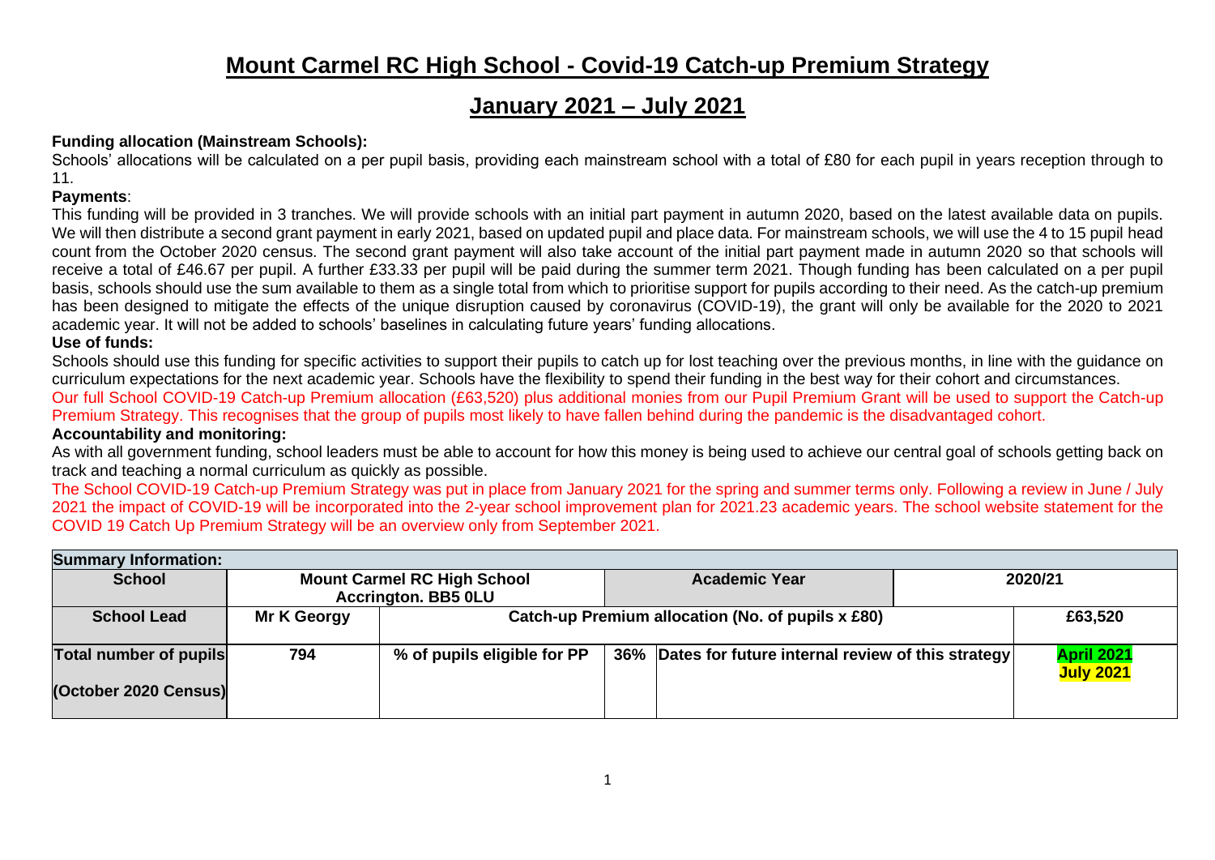# Mount Carmel RC High School - Covid-19 Catch-up Premium Strategy

## January 2021 – July 2021

**Funding allocation (Mainstream Schools):**

Schools' allocations will be calculated on a per pupil basis, providing each mainstream school with a total of £80 for each pupil in years reception through to 11.

**Payments**:

This funding will be provided in 3 tranches. We will provide schools with an initial part payment in autumn 2020, based on the latest available data on pupils. We will then distribute a second grant payment in early 2021, based on updated pupil and place data. For mainstream schools, we will use the 4 to 15 pupil head count from the October 2020 census. The second grant payment will also take account of the initial part payment made in autumn 2020 so that schools will receive a total of £46.67 per pupil. A further £33.33 per pupil will be paid during the summer term 2021. Though funding has been calculated on a per pupil basis, schools should use the sum available to them as a single total from which to prioritise support for pupils according to their need. As the catch-up premium has been designed to mitigate the effects of the unique disruption caused by coronavirus (COVID-19), the grant will only be available for the 2020 to 2021 academic year. It will not be added to schools' baselines in calculating future years' funding allocations.

**Use of funds:**

Schools should use this funding for specific activities to support their pupils to catch up for lost teaching over the previous months, in line with the guidance on curriculum expectations for the next academic year. Schools have the flexibility to spend their funding in the best way for their cohort and circumstances.

Our full School COVID-19 Catch-up Premium allocation (£63,520) plus additional monies from our Pupil Premium Grant will be used to support the Catch-up Premium Strategy. This recognises that the group of pupils most likely to have fallen behind during the pandemic is the disadvantaged cohort.

**Accountability and monitoring:**

As with all government funding, school leaders must be able to account for how this money is being used to achieve our central goal of schools getting back on track and teaching a normal curriculum as quickly as possible.

The School COVID-19 Catch-up Premium Strategy was put in place from January 2021 for the spring and summer terms only. Following a review in June / July 2021 the impact of COVID-19 will be incorporated into the 2-year school improvement plan for 2021.23 academic years. The school website statement for the COVID 19 Catch Up Premium Strategy will be an overview only from September 2021.

| **Summary Information:** | | | | | |
|---|---|---|---|---|---|
| **School** | **Mount Carmel RC High School Accrington. BB5 0LU** | | **Academic Year** | | **2020/21** |
| **School Lead** | **Mr K Georgy** | **Catch-up Premium allocation (No. of pupils x £80)** | | | **£63,520** |
| **Total number of pupils (October 2020 Census)** | **794** | **% of pupils eligible for PP** | **36%** | **Dates for future internal review of this strategy** | **April 2021 July 2021** |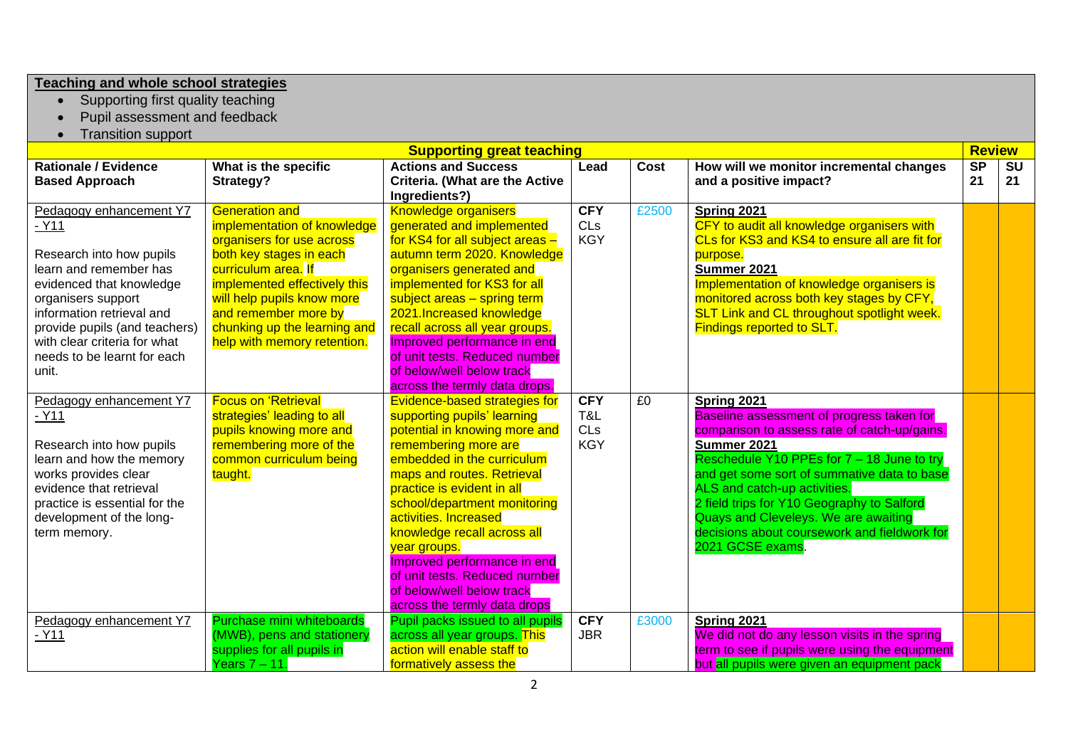**Teaching and whole school strategies**

- Supporting first quality teaching
- Pupil assessment and feedback
- Transition support

| Supporting great teaching | | | | | | Review | |
|---|---|---|---|---|---|---|---|
| **Rationale / Evidence Based Approach** | **What is the specific Strategy?** | **Actions and Success Criteria. (What are the Active Ingredients?)** | **Lead** | **Cost** | **How will we monitor incremental changes and a positive impact?** | **SP 21** | **SU 21** |
| Pedagogy enhancement Y7 - Y11<br><br>Research into how pupils learn and remember has evidenced that knowledge organisers support information retrieval and provide pupils (and teachers) with clear criteria for what needs to be learnt for each unit. | Generation and implementation of knowledge organisers for use across both key stages in each curriculum area. If implemented effectively this will help pupils know more and remember more by chunking up the learning and help with memory retention. | Knowledge organisers generated and implemented for KS4 for all subject areas – autumn term 2020. Knowledge organisers generated and implemented for KS3 for all subject areas – spring term 2021.Increased knowledge recall across all year groups. Improved performance in end of unit tests. Reduced number of below/well below track across the termly data drops. | CFY<br>CLs<br>KGY | £2500 | **Spring 2021**<br>CFY to audit all knowledge organisers with CLs for KS3 and KS4 to ensure all are fit for purpose.<br>**Summer 2021**<br>Implementation of knowledge organisers is monitored across both key stages by CFY, SLT Link and CL throughout spotlight week. Findings reported to SLT. | | |
| Pedagogy enhancement Y7 - Y11<br><br>Research into how pupils learn and how the memory works provides clear evidence that retrieval practice is essential for the development of the long-term memory. | Focus on 'Retrieval strategies' leading to all pupils knowing more and remembering more of the common curriculum being taught. | Evidence-based strategies for supporting pupils' learning potential in knowing more and remembering more are embedded in the curriculum maps and routes. Retrieval practice is evident in all school/department monitoring activities. Increased knowledge recall across all year groups.<br>Improved performance in end of unit tests. Reduced number of below/well below track across the termly data drops | CFY<br>T&L<br>CLs<br>KGY | £0 | **Spring 2021**<br>Baseline assessment of progress taken for comparison to assess rate of catch-up/gains.<br>**Summer 2021**<br>Reschedule Y10 PPEs for 7 – 18 June to try and get some sort of summative data to base ALS and catch-up activities.<br>2 field trips for Y10 Geography to Salford Quays and Cleveleys. We are awaiting decisions about coursework and fieldwork for 2021 GCSE exams. | | |
| Pedagogy enhancement Y7 - Y11 | Purchase mini whiteboards (MWB), pens and stationery supplies for all pupils in Years 7 – 11. | Pupil packs issued to all pupils across all year groups. This action will enable staff to formatively assess the | CFY<br>JBR | £3000 | **Spring 2021**<br>We did not do any lesson visits in the spring term to see if pupils were using the equipment but all pupils were given an equipment pack | | |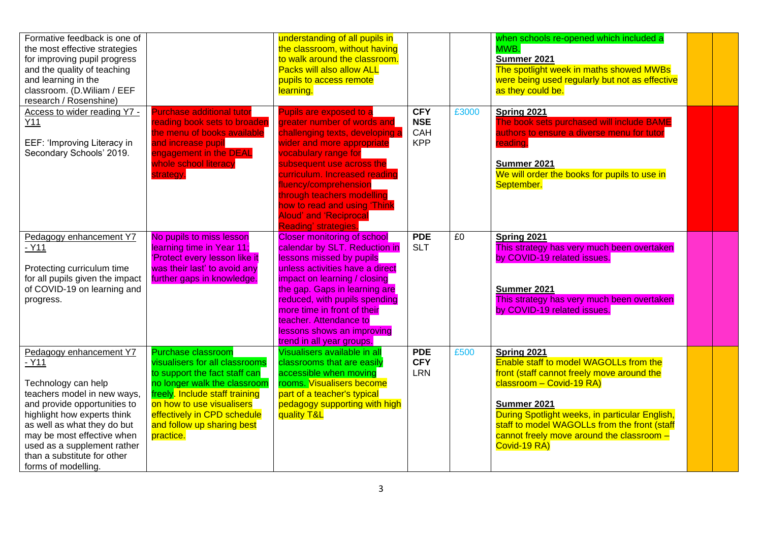| | | | | | | | |
|---|---|---|---|---|---|---|---|
| Formative feedback is one of the most effective strategies for improving pupil progress and the quality of teaching and learning in the classroom. (D.Wiliam / EEF research / Rosenshine) | | understanding of all pupils in the classroom, without having to walk around the classroom. Packs will also allow ALL pupils to access remote learning. | | | when schools re-opened which included a MWB.<br>**Summer 2021**<br>The spotlight week in maths showed MWBs were being used regularly but not as effective as they could be. | | |
| Access to wider reading Y7 - Y11<br><br>EEF: 'Improving Literacy in Secondary Schools' 2019. | Purchase additional tutor reading book sets to broaden the menu of books available and increase pupil engagement in the DEAL whole school literacy strategy. | Pupils are exposed to a greater number of words and challenging texts, developing a wider and more appropriate vocabulary range for subsequent use across the curriculum. Increased reading fluency/comprehension through teachers modelling how to read and using 'Think Aloud' and 'Reciprocal Reading' strategies. | **CFY**<br>**NSE**<br>CAH<br>KPP | £3000 | **Spring 2021**<br>The book sets purchased will include BAME authors to ensure a diverse menu for tutor reading.<br><br>**Summer 2021**<br>We will order the books for pupils to use in September. | | |
| Pedagogy enhancement Y7 - Y11<br><br>Protecting curriculum time for all pupils given the impact of COVID-19 on learning and progress. | No pupils to miss lesson learning time in Year 11; 'Protect every lesson like it was their last' to avoid any further gaps in knowledge. | Closer monitoring of school calendar by SLT. Reduction in lessons missed by pupils unless activities have a direct impact on learning / closing the gap. Gaps in learning are reduced, with pupils spending more time in front of their teacher. Attendance to lessons shows an improving trend in all year groups. | **PDE**<br>SLT | £0 | **Spring 2021**<br>This strategy has very much been overtaken by COVID-19 related issues.<br><br>**Summer 2021**<br>This strategy has very much been overtaken by COVID-19 related issues. | | |
| Pedagogy enhancement Y7 - Y11<br><br>Technology can help teachers model in new ways, and provide opportunities to highlight how experts think as well as what they do but may be most effective when used as a supplement rather than a substitute for other forms of modelling. | Purchase classroom visualisers for all classrooms to support the fact staff can no longer walk the classroom freely. Include staff training on how to use visualisers effectively in CPD schedule and follow up sharing best practice. | Visualisers available in all classrooms that are easily accessible when moving rooms. Visualisers become part of a teacher's typical pedagogy supporting with high quality T&L | **PDE**<br>**CFY**<br>LRN | £500 | **Spring 2021**<br>Enable staff to model WAGOLLs from the front (staff cannot freely move around the classroom – Covid-19 RA)<br><br>**Summer 2021**<br>During Spotlight weeks, in particular English, staff to model WAGOLLs from the front (staff cannot freely move around the classroom – Covid-19 RA) | | |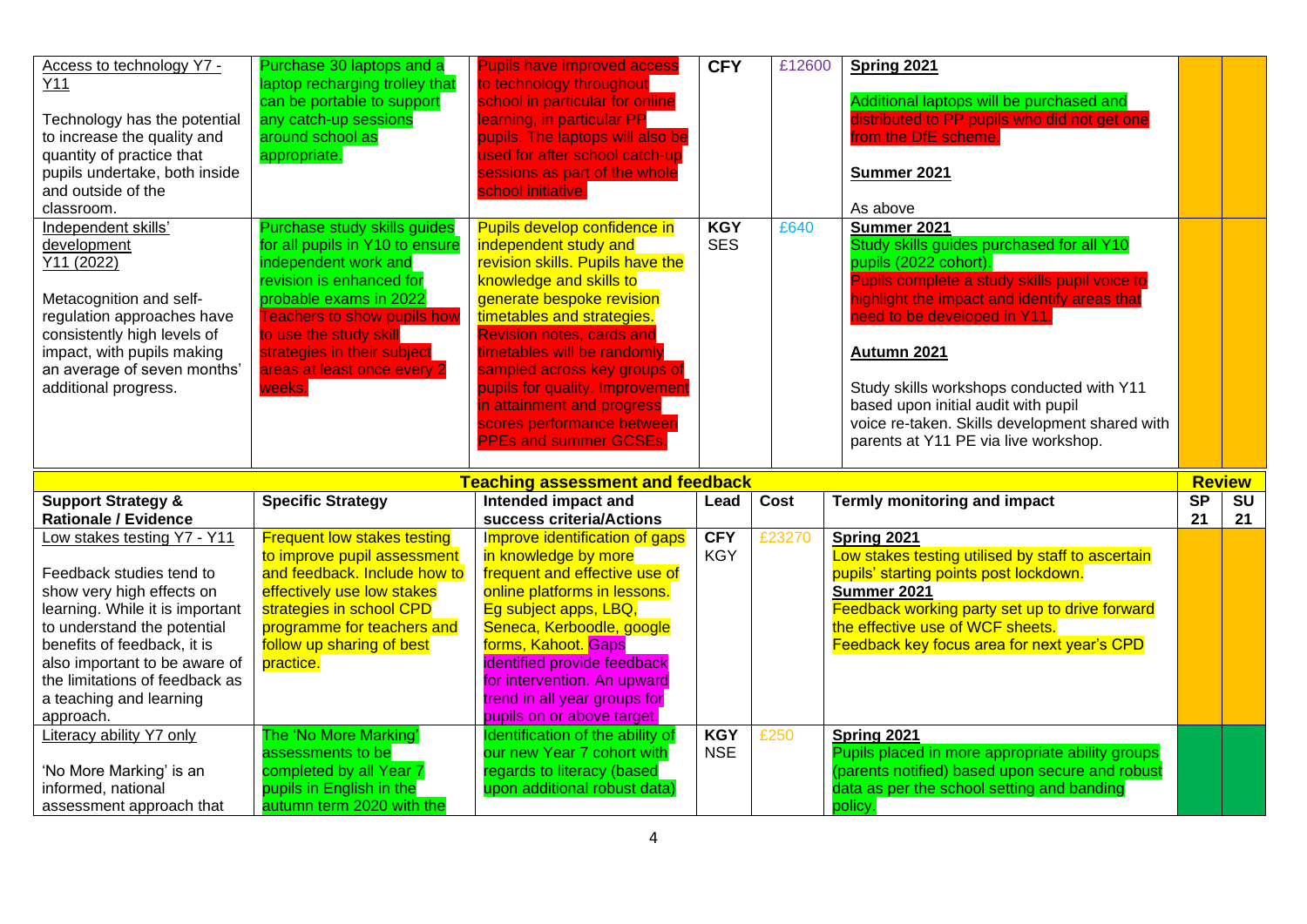| Support Strategy & Rationale / Evidence | Specific Strategy | Intended impact and success criteria/Actions | Lead | Cost | Termly monitoring and impact | SP 21 | SU 21 |
|---|---|---|---|---|---|---|---|
| Access to technology Y7 - Y11<br><br>Technology has the potential to increase the quality and quantity of practice that pupils undertake, both inside and outside of the classroom. | Purchase 30 laptops and a laptop recharging trolley that can be portable to support any catch-up sessions around school as appropriate. | Pupils have improved access to technology throughout school in particular for online learning, in particular PP pupils. The laptops will also be used for after school catch-up sessions as part of the whole school initiative. | CFY | £12600 | **Spring 2021**<br><br>Additional laptops will be purchased and distributed to PP pupils who did not get one from the DfE scheme.<br><br>**Summer 2021**<br><br>As above | | |
| Independent skills' development Y11 (2022)<br><br>Metacognition and self-regulation approaches have consistently high levels of impact, with pupils making an average of seven months' additional progress. | Purchase study skills guides for all pupils in Y10 to ensure independent work and revision is enhanced for probable exams in 2022. Teachers to show pupils how to use the study skill strategies in their subject areas at least once every 2 weeks. | Pupils develop confidence in independent study and revision skills. Pupils have the knowledge and skills to generate bespoke revision timetables and strategies. Revision notes, cards and timetables will be randomly sampled across key groups of pupils for quality. Improvement in attainment and progress scores performance between PPEs and summer GCSEs. | KGY SES | £640 | **Summer 2021**<br>Study skills guides purchased for all Y10 pupils (2022 cohort).<br>Pupils complete a study skills pupil voice to highlight the impact and identify areas that need to be developed in Y11.<br><br>**Autumn 2021**<br><br>Study skills workshops conducted with Y11 based upon initial audit with pupil voice re-taken. Skills development shared with parents at Y11 PE via live workshop. | | |
| **Teaching assessment and feedback** | | | | | | **Review** | |
| **Support Strategy & Rationale / Evidence** | **Specific Strategy** | **Intended impact and success criteria/Actions** | **Lead** | **Cost** | **Termly monitoring and impact** | **SP 21** | **SU 21** |
| Low stakes testing Y7 - Y11<br><br>Feedback studies tend to show very high effects on learning. While it is important to understand the potential benefits of feedback, it is also important to be aware of the limitations of feedback as a teaching and learning approach. | Frequent low stakes testing to improve pupil assessment and feedback. Include how to effectively use low stakes strategies in school CPD programme for teachers and follow up sharing of best practice. | Improve identification of gaps in knowledge by more frequent and effective use of online platforms in lessons. Eg subject apps, LBQ, Seneca, Kerboodle, google forms, Kahoot. Gaps identified provide feedback for intervention. An upward trend in all year groups for pupils on or above target. | CFY KGY | £23270 | **Spring 2021**<br>Low stakes testing utilised by staff to ascertain pupils' starting points post lockdown.<br>**Summer 2021**<br>Feedback working party set up to drive forward the effective use of WCF sheets.<br>Feedback key focus area for next year's CPD | | |
| Literacy ability Y7 only<br><br>'No More Marking' is an informed, national assessment approach that | The 'No More Marking' assessments to be completed by all Year 7 pupils in English in the autumn term 2020 with the | Identification of the ability of our new Year 7 cohort with regards to literacy (based upon additional robust data) | KGY NSE | £250 | **Spring 2021**<br>Pupils placed in more appropriate ability groups (parents notified) based upon secure and robust data as per the school setting and banding policy. | | |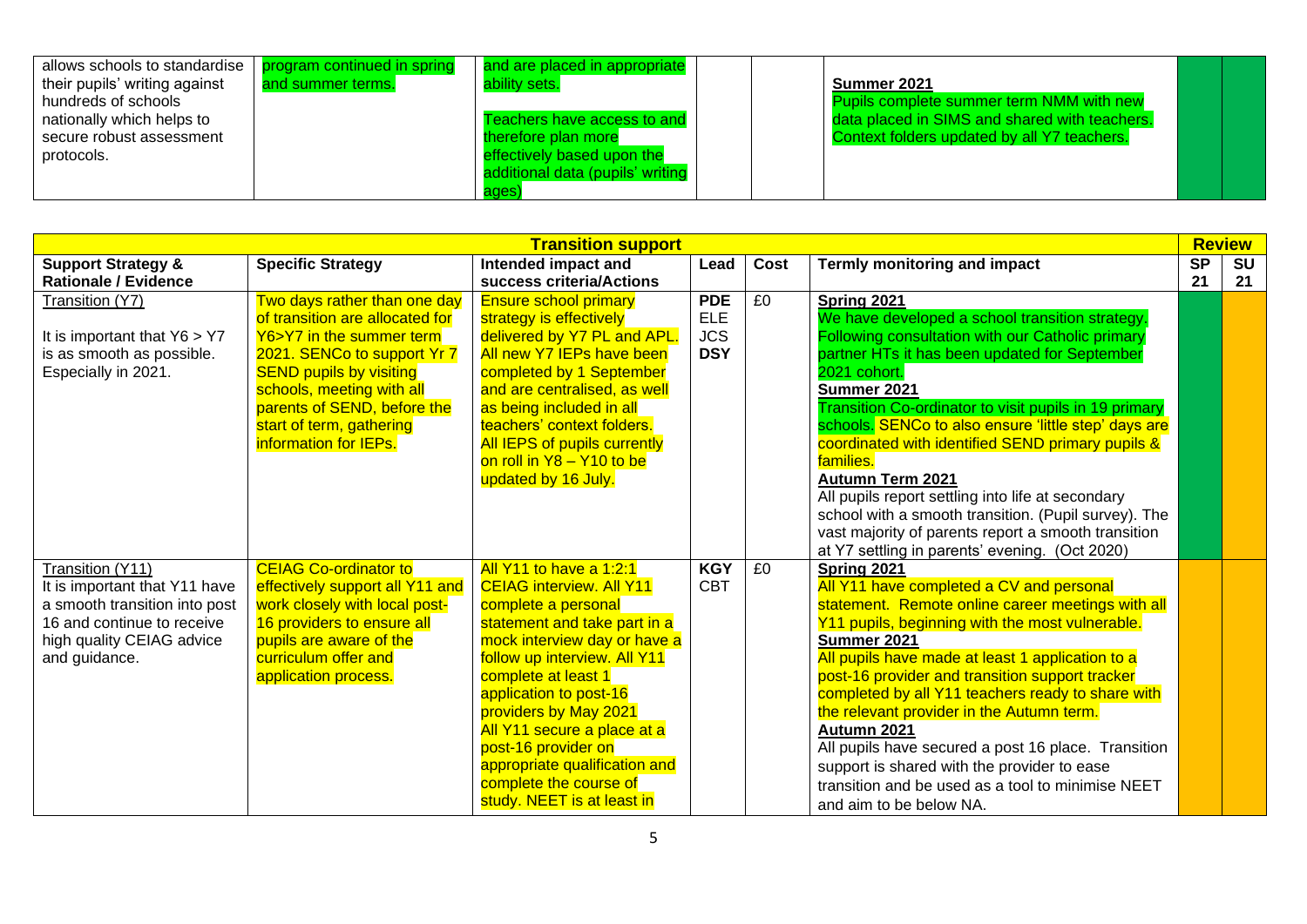| | | | | | | | |
|---|---|---|---|---|---|---|---|
| allows schools to standardise their pupils' writing against hundreds of schools nationally which helps to secure robust assessment protocols. | program continued in spring and summer terms. | and are placed in appropriate ability sets.<br><br>Teachers have access to and therefore plan more effectively based upon the additional data (pupils' writing ages) | | | **Summer 2021**<br>Pupils complete summer term NMM with new data placed in SIMS and shared with teachers. Context folders updated by all Y7 teachers. | | |

| **Transition support** | | | | | | **Review** | |
|---|---|---|---|---|---|---|---|
| **Support Strategy & Rationale / Evidence** | **Specific Strategy** | **Intended impact and success criteria/Actions** | **Lead** | **Cost** | **Termly monitoring and impact** | **SP 21** | **SU 21** |
| Transition (Y7)<br><br>It is important that Y6 > Y7 is as smooth as possible. Especially in 2021. | Two days rather than one day of transition are allocated for Y6>Y7 in the summer term 2021. SENCo to support Yr 7 SEND pupils by visiting schools, meeting with all parents of SEND, before the start of term, gathering information for IEPs. | Ensure school primary strategy is effectively delivered by Y7 PL and APL. All new Y7 IEPs have been completed by 1 September and are centralised, as well as being included in all teachers' context folders. All IEPS of pupils currently on roll in Y8 – Y10 to be updated by 16 July. | **PDE**<br>ELE<br>JCS<br>**DSY** | £0 | **Spring 2021**<br>We have developed a school transition strategy. Following consultation with our Catholic primary partner HTs it has been updated for September 2021 cohort.<br>**Summer 2021**<br>Transition Co-ordinator to visit pupils in 19 primary schools. SENCo to also ensure 'little step' days are coordinated with identified SEND primary pupils & families.<br>**Autumn Term 2021**<br>All pupils report settling into life at secondary school with a smooth transition. (Pupil survey). The vast majority of parents report a smooth transition at Y7 settling in parents' evening. (Oct 2020) | | |
| Transition (Y11)<br>It is important that Y11 have a smooth transition into post 16 and continue to receive high quality CEIAG advice and guidance. | CEIAG Co-ordinator to effectively support all Y11 and work closely with local post-16 providers to ensure all pupils are aware of the curriculum offer and application process. | All Y11 to have a 1:2:1 CEIAG interview. All Y11 complete a personal statement and take part in a mock interview day or have a follow up interview. All Y11 complete at least 1 application to post-16 providers by May 2021<br>All Y11 secure a place at a post-16 provider on appropriate qualification and complete the course of study. NEET is at least in | **KGY**<br>CBT | £0 | **Spring 2021**<br>All Y11 have completed a CV and personal statement. Remote online career meetings with all Y11 pupils, beginning with the most vulnerable.<br>**Summer 2021**<br>All pupils have made at least 1 application to a post-16 provider and transition support tracker completed by all Y11 teachers ready to share with the relevant provider in the Autumn term.<br>**Autumn 2021**<br>All pupils have secured a post 16 place. Transition support is shared with the provider to ease transition and be used as a tool to minimise NEET and aim to be below NA. | | |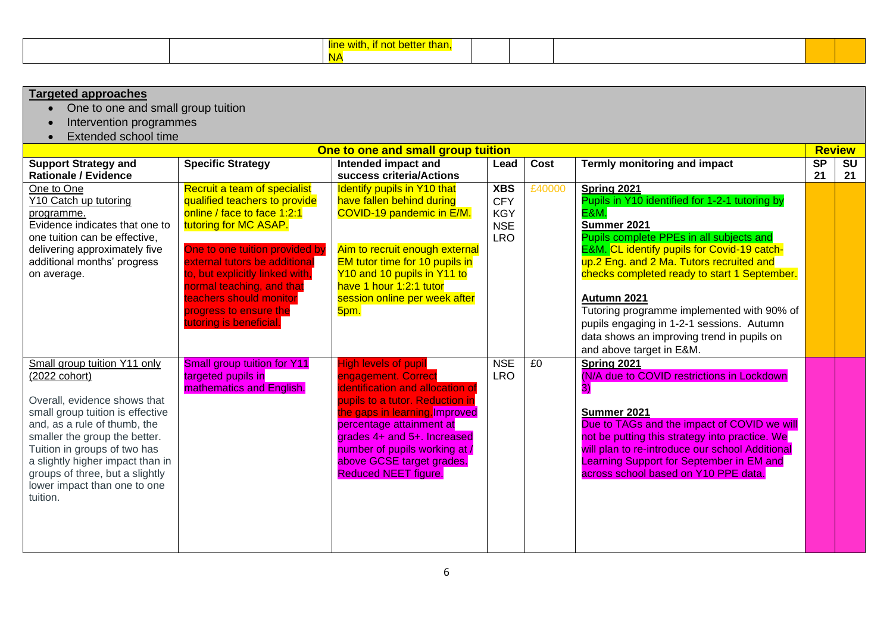| | | line with, if not better than, NA | | | | | |
|---|---|---|---|---|---|---|---|

**Targeted approaches**

- One to one and small group tuition
- Intervention programmes
- Extended school time

| One to one and small group tuition | | | | | | Review | |
|---|---|---|---|---|---|---|---|
| **Support Strategy and Rationale / Evidence** | **Specific Strategy** | **Intended impact and success criteria/Actions** | **Lead** | **Cost** | **Termly monitoring and impact** | **SP 21** | **SU 21** |
| One to One Y10 Catch up tutoring programme. Evidence indicates that one to one tuition can be effective, delivering approximately five additional months' progress on average. | Recruit a team of specialist qualified teachers to provide online / face to face 1:2:1 tutoring for MC ASAP. One to one tuition provided by external tutors be additional to, but explicitly linked with, normal teaching, and that teachers should monitor progress to ensure the tutoring is beneficial. | Identify pupils in Y10 that have fallen behind during COVID-19 pandemic in E/M. Aim to recruit enough external EM tutor time for 10 pupils in Y10 and 10 pupils in Y11 to have 1 hour 1:2:1 tutor session online per week after 5pm. | **XBS** CFY KGY NSE LRO | £40000 | **Spring 2021** Pupils in Y10 identified for 1-2-1 tutoring by E&M. **Summer 2021** Pupils complete PPEs in all subjects and E&M. CL identify pupils for Covid-19 catch-up.2 Eng. and 2 Ma. Tutors recruited and checks completed ready to start 1 September. **Autumn 2021** Tutoring programme implemented with 90% of pupils engaging in 1-2-1 sessions. Autumn data shows an improving trend in pupils on and above target in E&M. | | |
| Small group tuition Y11 only (2022 cohort) Overall, evidence shows that small group tuition is effective and, as a rule of thumb, the smaller the group the better. Tuition in groups of two has a slightly higher impact than in groups of three, but a slightly lower impact than one to one tuition. | Small group tuition for Y11 targeted pupils in mathematics and English. | High levels of pupil engagement. Correct identification and allocation of pupils to a tutor. Reduction in the gaps in learning.Improved percentage attainment at grades 4+ and 5+. Increased number of pupils working at / above GCSE target grades. Reduced NEET figure. | NSE LRO | £0 | **Spring 2021** (N/A due to COVID restrictions in Lockdown 3) **Summer 2021** Due to TAGs and the impact of COVID we will not be putting this strategy into practice. We will plan to re-introduce our school Additional Learning Support for September in EM and across school based on Y10 PPE data. | | |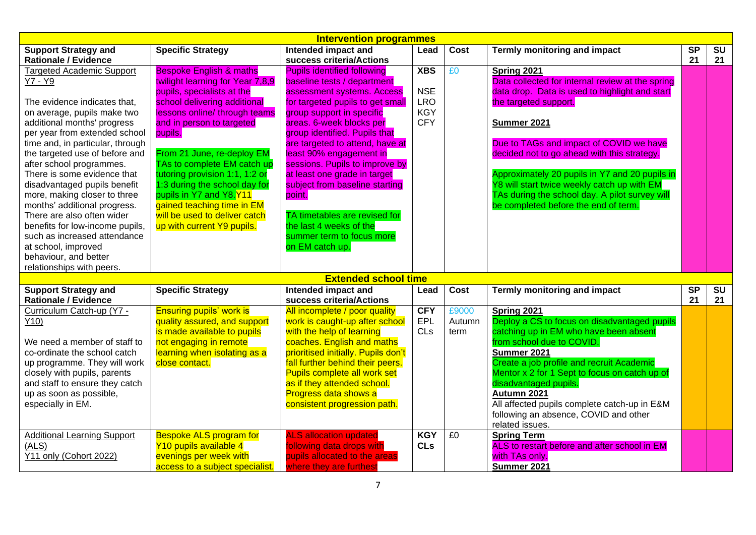| Intervention programmes | | | | | | | |
|---|---|---|---|---|---|---|---|
| **Support Strategy and Rationale / Evidence** | **Specific Strategy** | **Intended impact and success criteria/Actions** | **Lead** | **Cost** | **Termly monitoring and impact** | **SP 21** | **SU 21** |
| Targeted Academic Support Y7 - Y9<br><br>The evidence indicates that, on average, pupils make two additional months' progress per year from extended school time and, in particular, through the targeted use of before and after school programmes. There is some evidence that disadvantaged pupils benefit more, making closer to three months' additional progress. There are also often wider benefits for low-income pupils, such as increased attendance at school, improved behaviour, and better relationships with peers. | Bespoke English & maths twilight learning for Year 7,8,9 pupils, specialists at the school delivering additional lessons online/ through teams and in person to targeted pupils.<br><br>From 21 June, re-deploy EM TAs to complete EM catch up tutoring provision 1:1, 1:2 or 1:3 during the school day for pupils in Y7 and Y8. Y11 gained teaching time in EM will be used to deliver catch up with current Y9 pupils. | Pupils identified following baseline tests / department assessment systems. Access for targeted pupils to get small group support in specific areas. 6-week blocks per group identified. Pupils that are targeted to attend, have at least 90% engagement in sessions. Pupils to improve by at least one grade in target subject from baseline starting point.<br><br>TA timetables are revised for the last 4 weeks of the summer term to focus more on EM catch up. | **XBS**<br><br>NSE<br>LRO<br>KGY<br>CFY | £0 | **Spring 2021**<br>Data collected for internal review at the spring data drop. Data is used to highlight and start the targeted support.<br><br>**Summer 2021**<br><br>Due to TAGs and impact of COVID we have decided not to go ahead with this strategy.<br><br>Approximately 20 pupils in Y7 and 20 pupils in Y8 will start twice weekly catch up with EM TAs during the school day. A pilot survey will be completed before the end of term. | | |

| Extended school time | | | | | | | |
|---|---|---|---|---|---|---|---|
| **Support Strategy and Rationale / Evidence** | **Specific Strategy** | **Intended impact and success criteria/Actions** | **Lead** | **Cost** | **Termly monitoring and impact** | **SP 21** | **SU 21** |
| Curriculum Catch-up (Y7 - Y10)<br><br>We need a member of staff to co-ordinate the school catch up programme. They will work closely with pupils, parents and staff to ensure they catch up as soon as possible, especially in EM. | Ensuring pupils' work is quality assured, and support is made available to pupils not engaging in remote learning when isolating as a close contact. | All incomplete / poor quality work is caught-up after school with the help of learning coaches. English and maths prioritised initially. Pupils don't fall further behind their peers. Pupils complete all work set as if they attended school. Progress data shows a consistent progression path. | **CFY**<br>EPL<br>CLs | £9000 Autumn term | **Spring 2021**<br>Deploy a CS to focus on disadvantaged pupils catching up in EM who have been absent from school due to COVID.<br>**Summer 2021**<br>Create a job profile and recruit Academic Mentor x 2 for 1 Sept to focus on catch up of disadvantaged pupils.<br>**Autumn 2021**<br>All affected pupils complete catch-up in E&M following an absence, COVID and other related issues. | | |
| Additional Learning Support (ALS)<br>Y11 only (Cohort 2022) | Bespoke ALS program for Y10 pupils available 4 evenings per week with access to a subject specialist. | ALS allocation updated following data drops with pupils allocated to the areas where they are furthest | **KGY**<br>**CLs** | £0 | **Spring Term**<br>ALS to restart before and after school in EM with TAs only.<br>**Summer 2021** | | |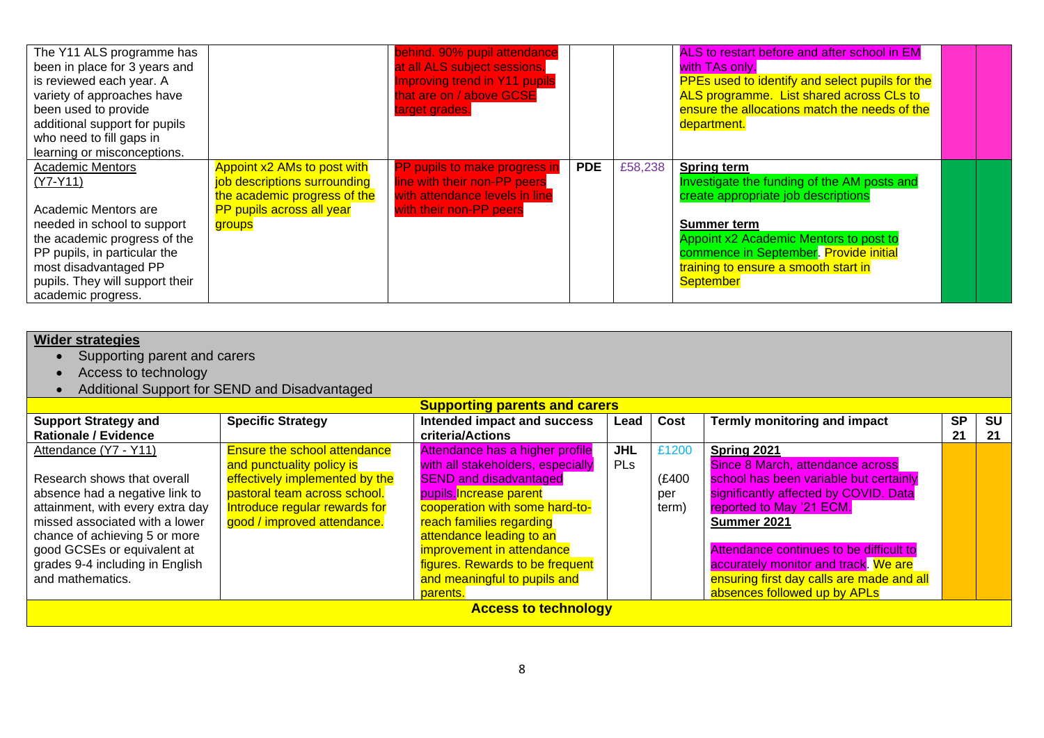| | | | | | | | |
|---|---|---|---|---|---|---|---|
| The Y11 ALS programme has been in place for 3 years and is reviewed each year. A variety of approaches have been used to provide additional support for pupils who need to fill gaps in learning or misconceptions. | | behind. 90% pupil attendance at all ALS subject sessions. Improving trend in Y11 pupils that are on / above GCSE target grades. | | | ALS to restart before and after school in EM with TAs only. PPEs used to identify and select pupils for the ALS programme. List shared across CLs to ensure the allocations match the needs of the department. | | |
| Academic Mentors (Y7-Y11)<br><br>Academic Mentors are needed in school to support the academic progress of the PP pupils, in particular the most disadvantaged PP pupils. They will support their academic progress. | Appoint x2 AMs to post with job descriptions surrounding the academic progress of the PP pupils across all year groups | PP pupils to make progress in line with their non-PP peers with attendance levels in line with their non-PP peers | **PDE** | £58,238 | **Spring term**<br>Investigate the funding of the AM posts and create appropriate job descriptions<br><br>**Summer term**<br>Appoint x2 Academic Mentors to post to commence in September. Provide initial training to ensure a smooth start in September | | |

**Wider strategies**

- Supporting parent and carers
- Access to technology
- Additional Support for SEND and Disadvantaged

| **Supporting parents and carers** | | | | | | | |
|---|---|---|---|---|---|---|---|
| **Support Strategy and Rationale / Evidence** | **Specific Strategy** | **Intended impact and success criteria/Actions** | **Lead** | **Cost** | **Termly monitoring and impact** | **SP 21** | **SU 21** |
| Attendance (Y7 - Y11)<br><br>Research shows that overall absence had a negative link to attainment, with every extra day missed associated with a lower chance of achieving 5 or more good GCSEs or equivalent at grades 9-4 including in English and mathematics. | Ensure the school attendance and punctuality policy is effectively implemented by the pastoral team across school. Introduce regular rewards for good / improved attendance. | Attendance has a higher profile with all stakeholders, especially SEND and disadvantaged pupils. Increase parent cooperation with some hard-to-reach families regarding attendance leading to an improvement in attendance figures. Rewards to be frequent and meaningful to pupils and parents. | **JHL** PLs | £1200<br><br>(£400 per term) | **Spring 2021**<br>Since 8 March, attendance across school has been variable but certainly significantly affected by COVID. Data reported to May '21 ECM.<br>**Summer 2021**<br><br>Attendance continues to be difficult to accurately monitor and track. We are ensuring first day calls are made and all absences followed up by APLs | | |
| **Access to technology** | | | | | | | |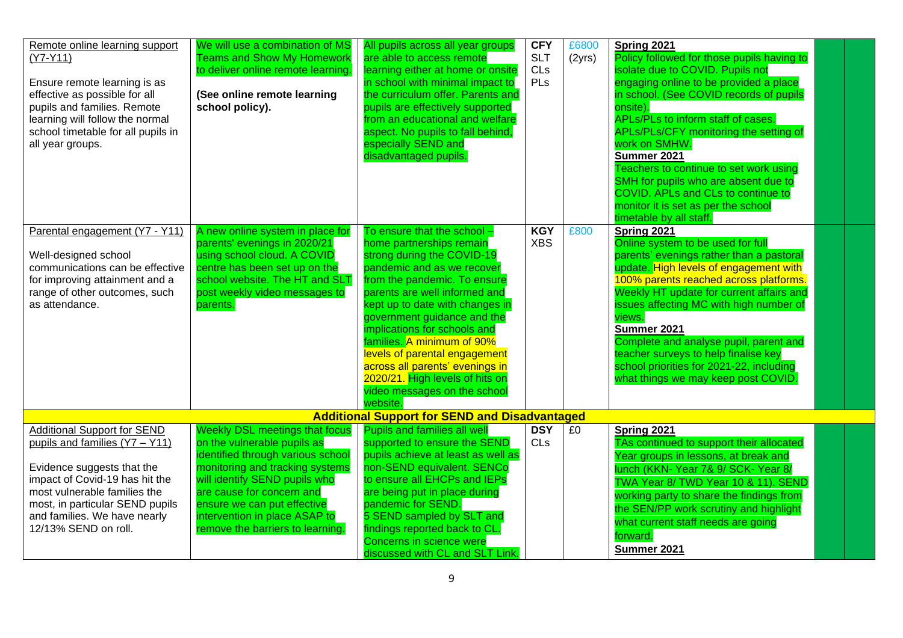| | | | | | | | |
|---|---|---|---|---|---|---|---|
| Remote online learning support (Y7-Y11)<br><br>Ensure remote learning is as effective as possible for all pupils and families. Remote learning will follow the normal school timetable for all pupils in all year groups. | We will use a combination of MS Teams and Show My Homework to deliver online remote learning.<br><br>**(See online remote learning school policy).** | All pupils across all year groups are able to access remote learning either at home or onsite in school with minimal impact to the curriculum offer. Parents and pupils are effectively supported from an educational and welfare aspect. No pupils to fall behind, especially SEND and disadvantaged pupils. | **CFY**<br>SLT<br>CLs<br>PLs | £6800 (2yrs) | **Spring 2021**<br>Policy followed for those pupils having to isolate due to COVID. Pupils not engaging online to be provided a place in school. (See COVID records of pupils onsite).<br>APLs/PLs to inform staff of cases.<br>APLs/PLs/CFY monitoring the setting of work on SMHW.<br>**Summer 2021**<br>Teachers to continue to set work using SMH for pupils who are absent due to COVID. APLs and CLs to continue to monitor it is set as per the school timetable by all staff. | | |
| Parental engagement (Y7 - Y11)<br><br>Well-designed school communications can be effective for improving attainment and a range of other outcomes, such as attendance. | A new online system in place for parents' evenings in 2020/21 using school cloud. A COVID centre has been set up on the school website. The HT and SLT post weekly video messages to parents. | To ensure that the school – home partnerships remain strong during the COVID-19 pandemic and as we recover from the pandemic. To ensure parents are well informed and kept up to date with changes in government guidance and the implications for schools and families. A minimum of 90% levels of parental engagement across all parents' evenings in 2020/21. High levels of hits on video messages on the school website. | **KGY**<br>XBS | £800 | **Spring 2021**<br>Online system to be used for full parents' evenings rather than a pastoral update. High levels of engagement with 100% parents reached across platforms. Weekly HT update for current affairs and issues affecting MC with high number of views.<br>**Summer 2021**<br>Complete and analyse pupil, parent and teacher surveys to help finalise key school priorities for 2021-22, including what things we may keep post COVID. | | |
| **Additional Support for SEND and Disadvantaged** | | | | | | | |
| Additional Support for SEND pupils and families (Y7 – Y11)<br><br>Evidence suggests that the impact of Covid-19 has hit the most vulnerable families the most, in particular SEND pupils and families. We have nearly 12/13% SEND on roll. | Weekly DSL meetings that focus on the vulnerable pupils as identified through various school monitoring and tracking systems will identify SEND pupils who are cause for concern and ensure we can put effective intervention in place ASAP to remove the barriers to learning. | Pupils and families all well supported to ensure the SEND pupils achieve at least as well as non-SEND equivalent. SENCo to ensure all EHCPs and IEPs are being put in place during pandemic for SEND.<br>5 SEND sampled by SLT and findings reported back to CL. Concerns in science were discussed with CL and SLT Link. | **DSY**<br>CLs | £0 | **Spring 2021**<br>TAs continued to support their allocated Year groups in lessons, at break and lunch (KKN- Year 7& 9/ SCK- Year 8/ TWA Year 8/ TWD Year 10 & 11). SEND working party to share the findings from the SEN/PP work scrutiny and highlight what current staff needs are going forward.<br>**Summer 2021** | | |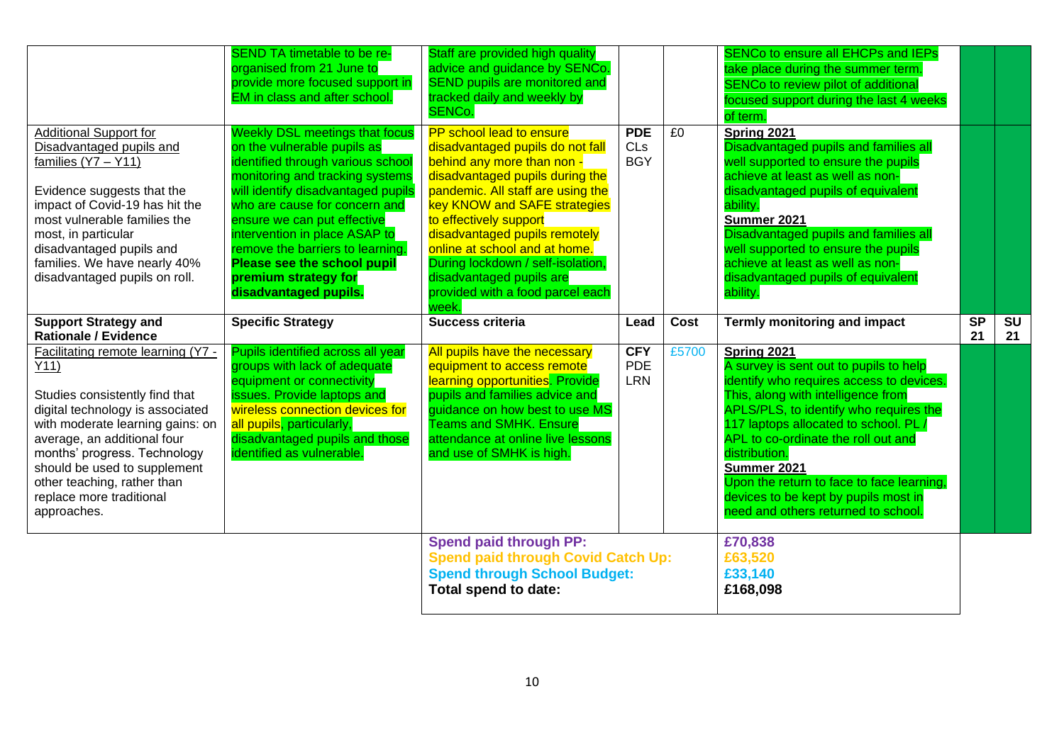| | | | | | | | |
|---|---|---|---|---|---|---|---|
| | SEND TA timetable to be re-organised from 21 June to provide more focused support in EM in class and after school. | Staff are provided high quality advice and guidance by SENCo. SEND pupils are monitored and tracked daily and weekly by SENCo. | | | SENCo to ensure all EHCPs and IEPs take place during the summer term. SENCo to review pilot of additional focused support during the last 4 weeks of term. | | |
| Additional Support for Disadvantaged pupils and families (Y7 – Y11)<br><br>Evidence suggests that the impact of Covid-19 has hit the most vulnerable families the most, in particular disadvantaged pupils and families. We have nearly 40% disadvantaged pupils on roll. | Weekly DSL meetings that focus on the vulnerable pupils as identified through various school monitoring and tracking systems will identify disadvantaged pupils who are cause for concern and ensure we can put effective intervention in place ASAP to remove the barriers to learning. **Please see the school pupil premium strategy for disadvantaged pupils.** | PP school lead to ensure disadvantaged pupils do not fall behind any more than non - disadvantaged pupils during the pandemic. All staff are using the key KNOW and SAFE strategies to effectively support disadvantaged pupils remotely online at school and at home. During lockdown / self-isolation, disadvantaged pupils are provided with a food parcel each week. | **PDE** CLs BGY | £0 | **Spring 2021**<br>Disadvantaged pupils and families all well supported to ensure the pupils achieve at least as well as non-disadvantaged pupils of equivalent ability.<br>**Summer 2021**<br>Disadvantaged pupils and families all well supported to ensure the pupils achieve at least as well as non-disadvantaged pupils of equivalent ability. | | |
| **Support Strategy and Rationale / Evidence** | **Specific Strategy** | **Success criteria** | **Lead** | **Cost** | **Termly monitoring and impact** | **SP 21** | **SU 21** |
| Facilitating remote learning (Y7 - Y11)<br><br>Studies consistently find that digital technology is associated with moderate learning gains: on average, an additional four months' progress. Technology should be used to supplement other teaching, rather than replace more traditional approaches. | Pupils identified across all year groups with lack of adequate equipment or connectivity issues. Provide laptops and wireless connection devices for all pupils, particularly, disadvantaged pupils and those identified as vulnerable. | All pupils have the necessary equipment to access remote learning opportunities. Provide pupils and families advice and guidance on how best to use MS Teams and SMHK. Ensure attendance at online live lessons and use of SMHK is high. | **CFY** PDE LRN | £5700 | **Spring 2021**<br>A survey is sent out to pupils to help identify who requires access to devices. This, along with intelligence from APLS/PLS, to identify who requires the 117 laptops allocated to school. PL / APL to co-ordinate the roll out and distribution.<br>**Summer 2021**<br>Upon the return to face to face learning, devices to be kept by pupils most in need and others returned to school. | | |

| | |
|---|---|
| **Spend paid through PP:** | **£70,838** |
| **Spend paid through Covid Catch Up:** | **£63,520** |
| **Spend through School Budget:** | **£33,140** |
| **Total spend to date:** | **£168,098** |